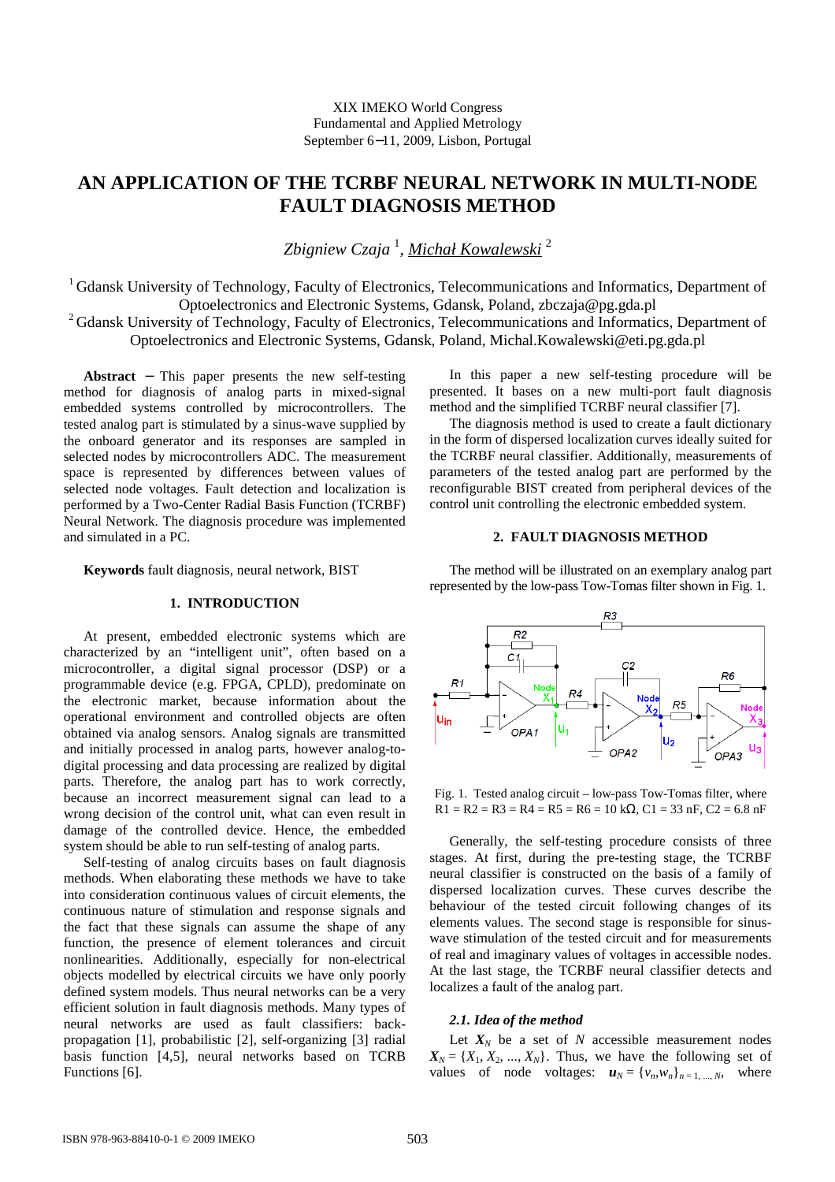XIX IMEKO World Congress
Fundamental and Applied Metrology
September 6−11, 2009, Lisbon, Portugal

# AN APPLICATION OF THE TCRBF NEURAL NETWORK IN MULTI-NODE FAULT DIAGNOSIS METHOD

*Zbigniew Czaja* [1], *Michał Kowalewski* [2]

[1] Gdansk University of Technology, Faculty of Electronics, Telecommunications and Informatics, Department of Optoelectronics and Electronic Systems, Gdansk, Poland, zbczaja@pg.gda.pl

[2] Gdansk University of Technology, Faculty of Electronics, Telecommunications and Informatics, Department of Optoelectronics and Electronic Systems, Gdansk, Poland, Michal.Kowalewski@eti.pg.gda.pl

**Abstract** − This paper presents the new self-testing method for diagnosis of analog parts in mixed-signal embedded systems controlled by microcontrollers. The tested analog part is stimulated by a sinus-wave supplied by the onboard generator and its responses are sampled in selected nodes by microcontrollers ADC. The measurement space is represented by differences between values of selected node voltages. Fault detection and localization is performed by a Two-Center Radial Basis Function (TCRBF) Neural Network. The diagnosis procedure was implemented and simulated in a PC.

**Keywords** fault diagnosis, neural network, BIST

## 1. INTRODUCTION

At present, embedded electronic systems which are characterized by an "intelligent unit", often based on a microcontroller, a digital signal processor (DSP) or a programmable device (e.g. FPGA, CPLD), predominate on the electronic market, because information about the operational environment and controlled objects are often obtained via analog sensors. Analog signals are transmitted and initially processed in analog parts, however analog-to-digital processing and data processing are realized by digital parts. Therefore, the analog part has to work correctly, because an incorrect measurement signal can lead to a wrong decision of the control unit, what can even result in damage of the controlled device. Hence, the embedded system should be able to run self-testing of analog parts.

Self-testing of analog circuits bases on fault diagnosis methods. When elaborating these methods we have to take into consideration continuous values of circuit elements, the continuous nature of stimulation and response signals and the fact that these signals can assume the shape of any function, the presence of element tolerances and circuit nonlinearities. Additionally, especially for non-electrical objects modelled by electrical circuits we have only poorly defined system models. Thus neural networks can be a very efficient solution in fault diagnosis methods. Many types of neural networks are used as fault classifiers: back-propagation [1], probabilistic [2], self-organizing [3] radial basis function [4,5], neural networks based on TCRB Functions [6].

In this paper a new self-testing procedure will be presented. It bases on a new multi-port fault diagnosis method and the simplified TCRBF neural classifier [7].

The diagnosis method is used to create a fault dictionary in the form of dispersed localization curves ideally suited for the TCRBF neural classifier. Additionally, measurements of parameters of the tested analog part are performed by the reconfigurable BIST created from peripheral devices of the control unit controlling the electronic embedded system.

## 2. FAULT DIAGNOSIS METHOD

The method will be illustrated on an exemplary analog part represented by the low-pass Tow-Tomas filter shown in Fig. 1.

Fig. 1. Tested analog circuit – low-pass Tow-Tomas filter, where R1 = R2 = R3 = R4 = R5 = R6 = 10 kΩ, C1 = 33 nF, C2 = 6.8 nF

Generally, the self-testing procedure consists of three stages. At first, during the pre-testing stage, the TCRBF neural classifier is constructed on the basis of a family of dispersed localization curves. These curves describe the behaviour of the tested circuit following changes of its elements values. The second stage is responsible for sinus-wave stimulation of the tested circuit and for measurements of real and imaginary values of voltages in accessible nodes. At the last stage, the TCRBF neural classifier detects and localizes a fault of the analog part.

### 2.1. Idea of the method

Let $\boldsymbol{X}_N$ be a set of $N$ accessible measurement nodes $\boldsymbol{X}_N = \{X_1, X_2, ..., X_N\}$. Thus, we have the following set of values of node voltages: $\boldsymbol{u}_N = \{v_n, w_n\}_{n = 1, ..., N}$, where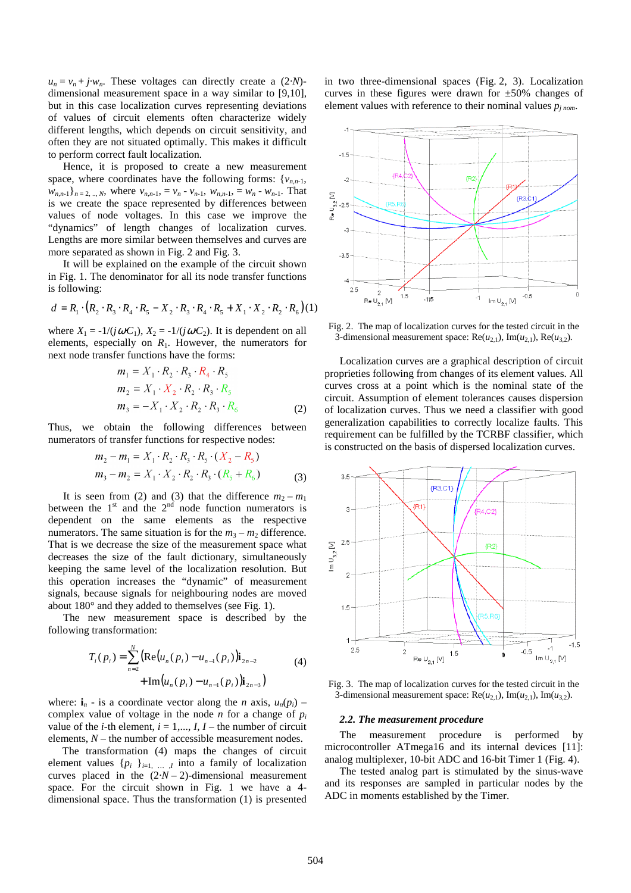$u_n = v_n + j{\cdot}w_n$. These voltages can directly create a $(2{\cdot}N)$-dimensional measurement space in a way similar to [9,10], but in this case localization curves representing deviations of values of circuit elements often characterize widely different lengths, which depends on circuit sensitivity, and often they are not situated optimally. This makes it difficult to perform correct fault localization.

Hence, it is proposed to create a new measurement space, where coordinates have the following forms: $\{v_{n,n-1}, w_{n,n-1}\}_{n=2,..,N}$, where $v_{n,n-1} = v_n - v_{n-1}$, $w_{n,n-1} = w_n - w_{n-1}$. That is we create the space represented by differences between values of node voltages. In this case we improve the "dynamics" of length changes of localization curves. Lengths are more similar between themselves and curves are more separated as shown in Fig. 2 and Fig. 3.

It will be explained on the example of the circuit shown in Fig. 1. The denominator for all its node transfer functions is following:

$$d = R_1 \cdot (R_2 \cdot R_3 \cdot R_4 \cdot R_5 - X_2 \cdot R_3 \cdot R_4 \cdot R_5 + X_1 \cdot X_2 \cdot R_2 \cdot R_6) \quad (1)$$

where $X_1 = -1/(j\omega C_1)$, $X_2 = -1/(j\omega C_2)$. It is dependent on all elements, especially on $R_1$. However, the numerators for next node transfer functions have the forms:

$$\begin{aligned} m_1 &= X_1 \cdot R_2 \cdot R_3 \cdot R_4 \cdot R_5 \\ m_2 &= X_1 \cdot X_2 \cdot R_2 \cdot R_3 \cdot R_5 \\ m_3 &= -X_1 \cdot X_2 \cdot R_2 \cdot R_3 \cdot R_6 \end{aligned} \quad (2)$$

Thus, we obtain the following differences between numerators of transfer functions for respective nodes:

$$\begin{aligned} m_2 - m_1 &= X_1 \cdot R_2 \cdot R_3 \cdot R_5 \cdot (X_2 - R_5) \\ m_3 - m_2 &= X_1 \cdot X_2 \cdot R_2 \cdot R_3 \cdot (R_5 + R_6) \end{aligned} \quad (3)$$

It is seen from (2) and (3) that the difference $m_2 - m_1$ between the 1st and the 2nd node function numerators is dependent on the same elements as the respective numerators. The same situation is for the $m_3 - m_2$ difference. That is we decrease the size of the measurement space what decreases the size of the fault dictionary, simultaneously keeping the same level of the localization resolution. But this operation increases the "dynamic" of measurement signals, because signals for neighbouring nodes are moved about 180° and they added to themselves (see Fig. 1).

The new measurement space is described by the following transformation:

$$T_i(p_i) = \sum_{n=2}^{N} \left( \mathrm{Re}\big(u_n(p_i) - u_{n-1}(p_i)\big)\mathbf{i}_{2n-2} + \mathrm{Im}\big(u_n(p_i) - u_{n-1}(p_i)\big)\mathbf{i}_{2n-3} \right) \quad (4)$$

where: $\mathbf{i}_n$ - is a coordinate vector along the $n$ axis, $u_n(p_i)$ – complex value of voltage in the node $n$ for a change of $p_i$ value of the $i$-th element, $i = 1,..., I$, $I$ – the number of circuit elements, $N$ – the number of accessible measurement nodes.

The transformation (4) maps the changes of circuit element values $\{p_i\}_{i=1,\ ...\ ,I}$ into a family of localization curves placed in the $(2{\cdot}N - 2)$-dimensional measurement space. For the circuit shown in Fig. 1 we have a 4-dimensional space. Thus the transformation (1) is presented in two three-dimensional spaces (Fig. 2, 3). Localization curves in these figures were drawn for ±50% changes of element values with reference to their nominal values $p_{j\ nom}$.

Fig. 2. The map of localization curves for the tested circuit in the 3-dimensional measurement space: $\mathrm{Re}(u_{2,1})$, $\mathrm{Im}(u_{2,1})$, $\mathrm{Re}(u_{3,2})$.

Localization curves are a graphical description of circuit proprieties following from changes of its element values. All curves cross at a point which is the nominal state of the circuit. Assumption of element tolerances causes dispersion of localization curves. Thus we need a classifier with good generalization capabilities to correctly localize faults. This requirement can be fulfilled by the TCRBF classifier, which is constructed on the basis of dispersed localization curves.

Fig. 3. The map of localization curves for the tested circuit in the 3-dimensional measurement space: $\mathrm{Re}(u_{2,1})$, $\mathrm{Im}(u_{2,1})$, $\mathrm{Im}(u_{3,2})$.

### 2.2. The measurement procedure

The measurement procedure is performed by microcontroller ATmega16 and its internal devices [11]: analog multiplexer, 10-bit ADC and 16-bit Timer 1 (Fig. 4).

The tested analog part is stimulated by the sinus-wave and its responses are sampled in particular nodes by the ADC in moments established by the Timer.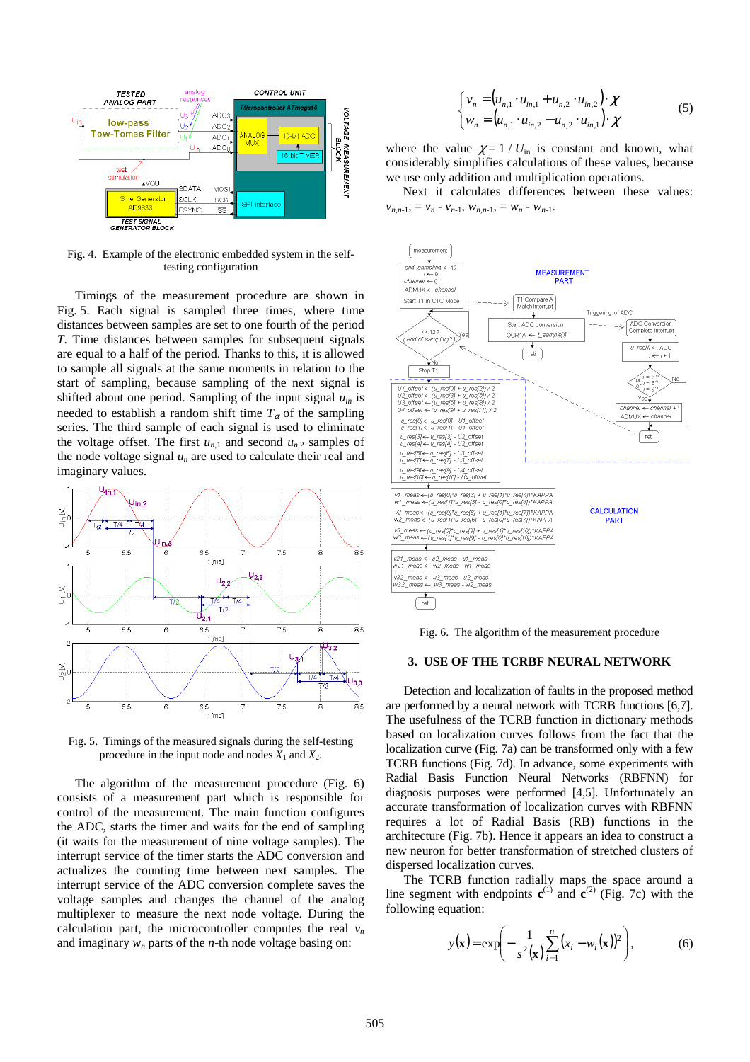Fig. 4. Example of the electronic embedded system in the self-testing configuration

Timings of the measurement procedure are shown in Fig. 5. Each signal is sampled three times, where time distances between samples are set to one fourth of the period $T$. Time distances for subsequent signals are equal to a half of the period. Thanks to this, it is allowed to sample all signals at the same moments in relation to the start of sampling, because sampling of the next signal is shifted about one period. Sampling of the input signal $u_{in}$ is needed to establish a random shift time $T_{\alpha}$ of the sampling series. The third sample of each signal is used to eliminate the voltage offset. The first $u_{n,1}$ and second $u_{n,2}$ samples of the node voltage signal $u_n$ are used to calculate their real and imaginary values.

Fig. 5. Timings of the measured signals during the self-testing procedure in the input node and nodes $X_1$ and $X_2$.

The algorithm of the measurement procedure (Fig. 6) consists of a measurement part which is responsible for control of the measurement. The main function configures the ADC, starts the timer and waits for the end of sampling (it waits for the measurement of nine voltage samples). The interrupt service of the timer starts the ADC conversion and actualizes the counting time between next samples. The interrupt service of the ADC conversion complete saves the voltage samples and changes the channel of the analog multiplexer to measure the next node voltage. During the calculation part, the microcontroller computes the real $v_n$ and imaginary $w_n$ parts of the $n$-th node voltage basing on:

$$\begin{cases} v_n = \left(u_{n,1} \cdot u_{in,1} + u_{n,2} \cdot u_{in,2}\right) \cdot \chi \\ w_n = \left(u_{n,1} \cdot u_{in,2} - u_{n,2} \cdot u_{in,1}\right) \cdot \chi \end{cases} \tag{5}$$

where the value $\chi = 1 / U_{in}$ is constant and known, what considerably simplifies calculations of these values, because we use only addition and multiplication operations.

Next it calculates differences between these values: $v_{n,n-1} = v_n - v_{n-1}$, $w_{n,n-1} = w_n - w_{n-1}$.

Fig. 6. The algorithm of the measurement procedure

## 3. USE OF THE TCRBF NEURAL NETWORK

Detection and localization of faults in the proposed method are performed by a neural network with TCRB functions [6,7]. The usefulness of the TCRB function in dictionary methods based on localization curves follows from the fact that the localization curve (Fig. 7a) can be transformed only with a few TCRB functions (Fig. 7d). In advance, some experiments with Radial Basis Function Neural Networks (RBFNN) for diagnosis purposes were performed [4,5]. Unfortunately an accurate transformation of localization curves with RBFNN requires a lot of Radial Basis (RB) functions in the architecture (Fig. 7b). Hence it appears an idea to construct a new neuron for better transformation of stretched clusters of dispersed localization curves.

The TCRB function radially maps the space around a line segment with endpoints $\mathbf{c}^{(1)}$ and $\mathbf{c}^{(2)}$ (Fig. 7c) with the following equation:

$$y(\mathbf{x}) = \exp\left(-\frac{1}{s^2(\mathbf{x})}\sum_{i=1}^{n}\left(x_i - w_i(\mathbf{x})\right)^2\right), \tag{6}$$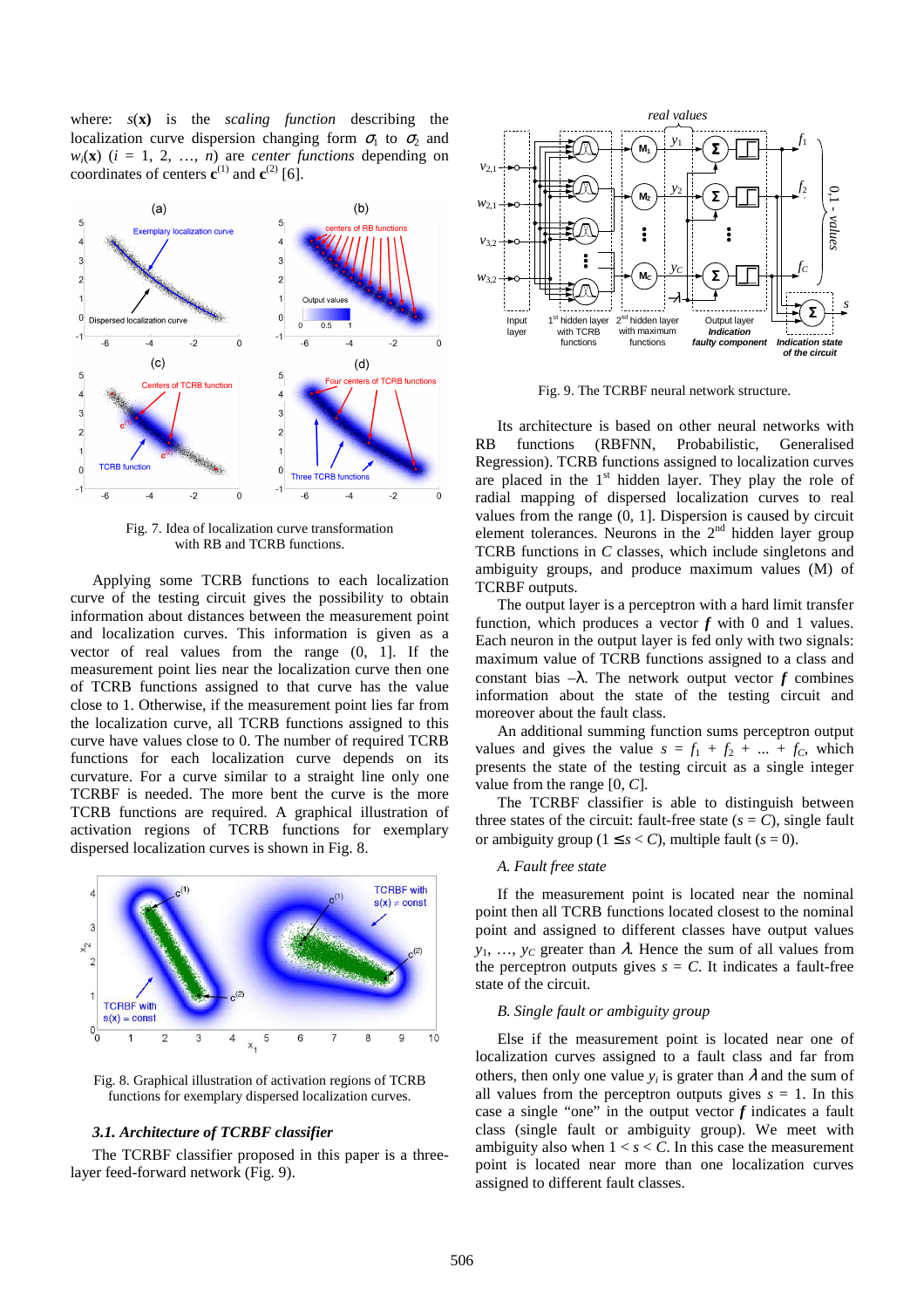where: $s(\mathbf{x})$ is the *scaling function* describing the localization curve dispersion changing form $\sigma_1$ to $\sigma_2$ and $w_i(\mathbf{x})$ ($i = 1, 2, \ldots, n$) are *center functions* depending on coordinates of centers $\mathbf{c}^{(1)}$ and $\mathbf{c}^{(2)}$ [6].

Fig. 7. Idea of localization curve transformation with RB and TCRB functions.

Applying some TCRB functions to each localization curve of the testing circuit gives the possibility to obtain information about distances between the measurement point and localization curves. This information is given as a vector of real values from the range (0, 1]. If the measurement point lies near the localization curve then one of TCRB functions assigned to that curve has the value close to 1. Otherwise, if the measurement point lies far from the localization curve, all TCRB functions assigned to this curve have values close to 0. The number of required TCRB functions for each localization curve depends on its curvature. For a curve similar to a straight line only one TCRBF is needed. The more bent the curve is the more TCRB functions are required. A graphical illustration of activation regions of TCRB functions for exemplary dispersed localization curves is shown in Fig. 8.

Fig. 8. Graphical illustration of activation regions of TCRB functions for exemplary dispersed localization curves.

### 3.1. Architecture of TCRBF classifier

The TCRBF classifier proposed in this paper is a three-layer feed-forward network (Fig. 9).

Fig. 9. The TCRBF neural network structure.

Its architecture is based on other neural networks with RB functions (RBFNN, Probabilistic, Generalised Regression). TCRB functions assigned to localization curves are placed in the 1st hidden layer. They play the role of radial mapping of dispersed localization curves to real values from the range (0, 1]. Dispersion is caused by circuit element tolerances. Neurons in the 2nd hidden layer group TCRB functions in $C$ classes, which include singletons and ambiguity groups, and produce maximum values (M) of TCRBF outputs.

The output layer is a perceptron with a hard limit transfer function, which produces a vector $\boldsymbol{f}$ with 0 and 1 values. Each neuron in the output layer is fed only with two signals: maximum value of TCRB functions assigned to a class and constant bias $-\lambda$. The network output vector $\boldsymbol{f}$ combines information about the state of the testing circuit and moreover about the fault class.

An additional summing function sums perceptron output values and gives the value $s = f_1 + f_2 + \ldots + f_C$, which presents the state of the testing circuit as a single integer value from the range $[0, C]$.

The TCRBF classifier is able to distinguish between three states of the circuit: fault-free state ($s = C$), single fault or ambiguity group ($1 \leq s < C$), multiple fault ($s = 0$).

#### *A. Fault free state*

If the measurement point is located near the nominal point then all TCRB functions located closest to the nominal point and assigned to different classes have output values $y_1, \ldots, y_C$ greater than $\lambda$. Hence the sum of all values from the perceptron outputs gives $s = C$. It indicates a fault-free state of the circuit.

#### *B. Single fault or ambiguity group*

Else if the measurement point is located near one of localization curves assigned to a fault class and far from others, then only one value $y_i$ is grater than $\lambda$ and the sum of all values from the perceptron outputs gives $s = 1$. In this case a single "one" in the output vector $\boldsymbol{f}$ indicates a fault class (single fault or ambiguity group). We meet with ambiguity also when $1 < s < C$. In this case the measurement point is located near more than one localization curves assigned to different fault classes.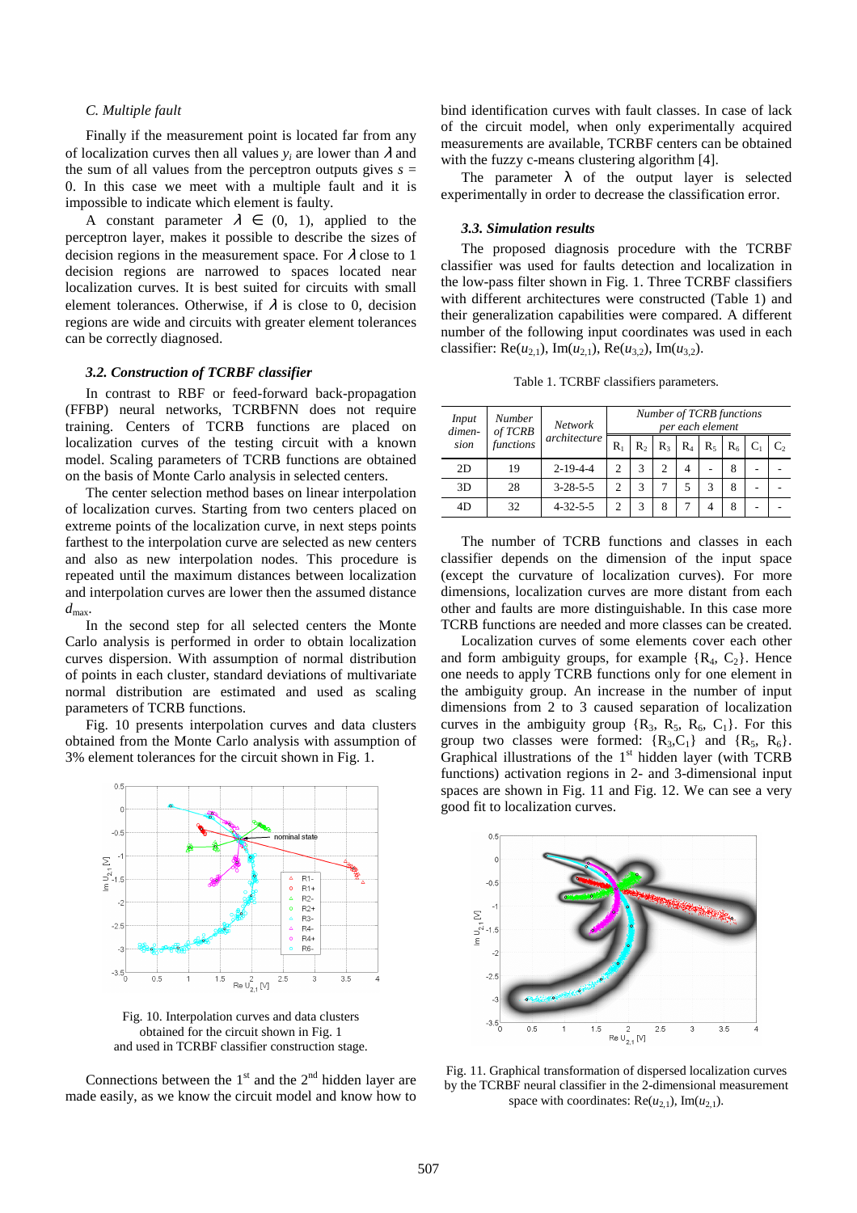### C. Multiple fault

Finally if the measurement point is located far from any of localization curves then all values $y_i$ are lower than $\lambda$ and the sum of all values from the perceptron outputs gives $s = 0$. In this case we meet with a multiple fault and it is impossible to indicate which element is faulty.

A constant parameter $\lambda \in (0, 1)$, applied to the perceptron layer, makes it possible to describe the sizes of decision regions in the measurement space. For $\lambda$ close to 1 decision regions are narrowed to spaces located near localization curves. It is best suited for circuits with small element tolerances. Otherwise, if $\lambda$ is close to 0, decision regions are wide and circuits with greater element tolerances can be correctly diagnosed.

### 3.2. Construction of TCRBF classifier

In contrast to RBF or feed-forward back-propagation (FFBP) neural networks, TCRBFNN does not require training. Centers of TCRB functions are placed on localization curves of the testing circuit with a known model. Scaling parameters of TCRB functions are obtained on the basis of Monte Carlo analysis in selected centers.

The center selection method bases on linear interpolation of localization curves. Starting from two centers placed on extreme points of the localization curve, in next steps points farthest to the interpolation curve are selected as new centers and also as new interpolation nodes. This procedure is repeated until the maximum distances between localization and interpolation curves are lower then the assumed distance $d_{max}$.

In the second step for all selected centers the Monte Carlo analysis is performed in order to obtain localization curves dispersion. With assumption of normal distribution of points in each cluster, standard deviations of multivariate normal distribution are estimated and used as scaling parameters of TCRB functions.

Fig. 10 presents interpolation curves and data clusters obtained from the Monte Carlo analysis with assumption of 3% element tolerances for the circuit shown in Fig. 1.

Fig. 10. Interpolation curves and data clusters obtained for the circuit shown in Fig. 1 and used in TCRBF classifier construction stage.

Connections between the 1st and the 2nd hidden layer are made easily, as we know the circuit model and know how to bind identification curves with fault classes. In case of lack of the circuit model, when only experimentally acquired measurements are available, TCRBF centers can be obtained with the fuzzy c-means clustering algorithm [4].

The parameter $\lambda$ of the output layer is selected experimentally in order to decrease the classification error.

### 3.3. Simulation results

The proposed diagnosis procedure with the TCRBF classifier was used for faults detection and localization in the low-pass filter shown in Fig. 1. Three TCRBF classifiers with different architectures were constructed (Table 1) and their generalization capabilities were compared. A different number of the following input coordinates was used in each classifier: $\mathrm{Re}(u_{2,1})$, $\mathrm{Im}(u_{2,1})$, $\mathrm{Re}(u_{3,2})$, $\mathrm{Im}(u_{3,2})$.

Table 1. TCRBF classifiers parameters.

| *Input dimen-sion* | *Number of TCRB functions* | *Network architecture* | *Number of TCRB functions per each element* | | | | | | | |
|---|---|---|---|---|---|---|---|---|---|---|
| | | | $R_1$ | $R_2$ | $R_3$ | $R_4$ | $R_5$ | $R_6$ | $C_1$ | $C_2$ |
| 2D | 19 | 2-19-4-4 | 2 | 3 | 2 | 4 | - | 8 | - | - |
| 3D | 28 | 3-28-5-5 | 2 | 3 | 7 | 5 | 3 | 8 | - | - |
| 4D | 32 | 4-32-5-5 | 2 | 3 | 8 | 7 | 4 | 8 | - | - |

The number of TCRB functions and classes in each classifier depends on the dimension of the input space (except the curvature of localization curves). For more dimensions, localization curves are more distant from each other and faults are more distinguishable. In this case more TCRB functions are needed and more classes can be created.

Localization curves of some elements cover each other and form ambiguity groups, for example $\{R_4, C_2\}$. Hence one needs to apply TCRB functions only for one element in the ambiguity group. An increase in the number of input dimensions from 2 to 3 caused separation of localization curves in the ambiguity group $\{R_3, R_5, R_6, C_1\}$. For this group two classes were formed: $\{R_3, C_1\}$ and $\{R_5, R_6\}$. Graphical illustrations of the 1st hidden layer (with TCRB functions) activation regions in 2- and 3-dimensional input spaces are shown in Fig. 11 and Fig. 12. We can see a very good fit to localization curves.

Fig. 11. Graphical transformation of dispersed localization curves by the TCRBF neural classifier in the 2-dimensional measurement space with coordinates: $\mathrm{Re}(u_{2,1})$, $\mathrm{Im}(u_{2,1})$.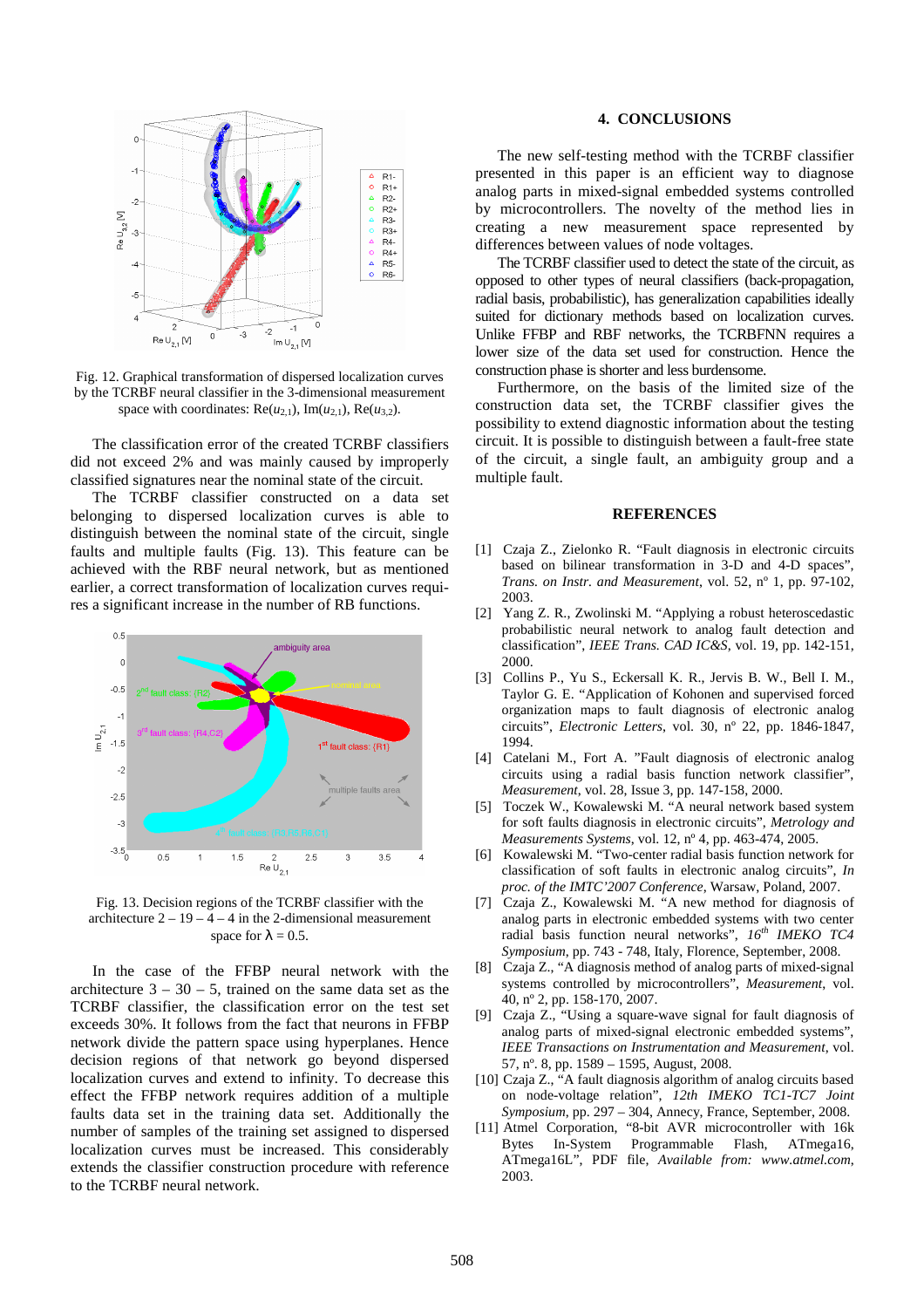Re $U_{3,2}$ [V]

0
-1
-2
-3
-4
-5

Re $U_{2,1}$ [V]
4
2
0

Im $U_{2,1}$ [V]
-3
-2
-1
0

R1-
R1+
R2-
R2+
R3-
R3+
R4-
R4+
R5-
R6-

Fig. 12. Graphical transformation of dispersed localization curves by the TCRBF neural classifier in the 3-dimensional measurement space with coordinates: Re($u_{2,1}$), Im($u_{2,1}$), Re($u_{3,2}$).

The classification error of the created TCRBF classifiers did not exceed 2% and was mainly caused by improperly classified signatures near the nominal state of the circuit.

The TCRBF classifier constructed on a data set belonging to dispersed localization curves is able to distinguish between the nominal state of the circuit, single faults and multiple faults (Fig. 13). This feature can be achieved with the RBF neural network, but as mentioned earlier, a correct transformation of localization curves requires a significant increase in the number of RB functions.

Im $U_{2,1}$

0.5
0
-0.5
-1
-1.5
-2
-2.5
-3
-3.5

Re $U_{2,1}$
0
0.5
1
1.5
2
2.5
3
3.5
4

ambiguity area
nominal area
2nd fault class: {R2}
3rd fault class: {R4,C2}
1st fault class: {R1}
multiple faults area
4th fault class: {R3,R5,R6,C1}

Fig. 13. Decision regions of the TCRBF classifier with the architecture 2 – 19 – 4 – 4 in the 2-dimensional measurement space for $\lambda = 0.5$.

In the case of the FFBP neural network with the architecture 3 – 30 – 5, trained on the same data set as the TCRBF classifier, the classification error on the test set exceeds 30%. It follows from the fact that neurons in FFBP network divide the pattern space using hyperplanes. Hence decision regions of that network go beyond dispersed localization curves and extend to infinity. To decrease this effect the FFBP network requires addition of a multiple faults data set in the training data set. Additionally the number of samples of the training set assigned to dispersed localization curves must be increased. This considerably extends the classifier construction procedure with reference to the TCRBF neural network.

## 4. CONCLUSIONS

The new self-testing method with the TCRBF classifier presented in this paper is an efficient way to diagnose analog parts in mixed-signal embedded systems controlled by microcontrollers. The novelty of the method lies in creating a new measurement space represented by differences between values of node voltages.

The TCRBF classifier used to detect the state of the circuit, as opposed to other types of neural classifiers (back-propagation, radial basis, probabilistic), has generalization capabilities ideally suited for dictionary methods based on localization curves. Unlike FFBP and RBF networks, the TCRBFNN requires a lower size of the data set used for construction. Hence the construction phase is shorter and less burdensome.

Furthermore, on the basis of the limited size of the construction data set, the TCRBF classifier gives the possibility to extend diagnostic information about the testing circuit. It is possible to distinguish between a fault-free state of the circuit, a single fault, an ambiguity group and a multiple fault.

## REFERENCES

[1] Czaja Z., Zielonko R. "Fault diagnosis in electronic circuits based on bilinear transformation in 3-D and 4-D spaces", *Trans. on Instr. and Measurement*, vol. 52, nº 1, pp. 97-102, 2003.

[2] Yang Z. R., Zwolinski M. "Applying a robust heteroscedastic probabilistic neural network to analog fault detection and classification", *IEEE Trans. CAD IC&S*, vol. 19, pp. 142-151, 2000.

[3] Collins P., Yu S., Eckersall K. R., Jervis B. W., Bell I. M., Taylor G. E. "Application of Kohonen and supervised forced organization maps to fault diagnosis of electronic analog circuits", *Electronic Letters*, vol. 30, nº 22, pp. 1846-1847, 1994.

[4] Catelani M., Fort A. "Fault diagnosis of electronic analog circuits using a radial basis function network classifier", *Measurement*, vol. 28, Issue 3, pp. 147-158, 2000.

[5] Toczek W., Kowalewski M. "A neural network based system for soft faults diagnosis in electronic circuits", *Metrology and Measurements Systems*, vol. 12, nº 4, pp. 463-474, 2005.

[6] Kowalewski M. "Two-center radial basis function network for classification of soft faults in electronic analog circuits", *In proc. of the IMTC'2007 Conference*, Warsaw, Poland, 2007.

[7] Czaja Z., Kowalewski M. "A new method for diagnosis of analog parts in electronic embedded systems with two center radial basis function neural networks", *16th IMEKO TC4 Symposium*, pp. 743 - 748, Italy, Florence, September, 2008.

[8] Czaja Z., "A diagnosis method of analog parts of mixed-signal systems controlled by microcontrollers", *Measurement*, vol. 40, nº 2, pp. 158-170, 2007.

[9] Czaja Z., "Using a square-wave signal for fault diagnosis of analog parts of mixed-signal electronic embedded systems", *IEEE Transactions on Instrumentation and Measurement*, vol. 57, nº. 8, pp. 1589 – 1595, August, 2008.

[10] Czaja Z., "A fault diagnosis algorithm of analog circuits based on node-voltage relation", *12th IMEKO TC1-TC7 Joint Symposium*, pp. 297 – 304, Annecy, France, September, 2008.

[11] Atmel Corporation, "8-bit AVR microcontroller with 16k Bytes In-System Programmable Flash, ATmega16, ATmega16L", PDF file, *Available from: www.atmel.com*, 2003.